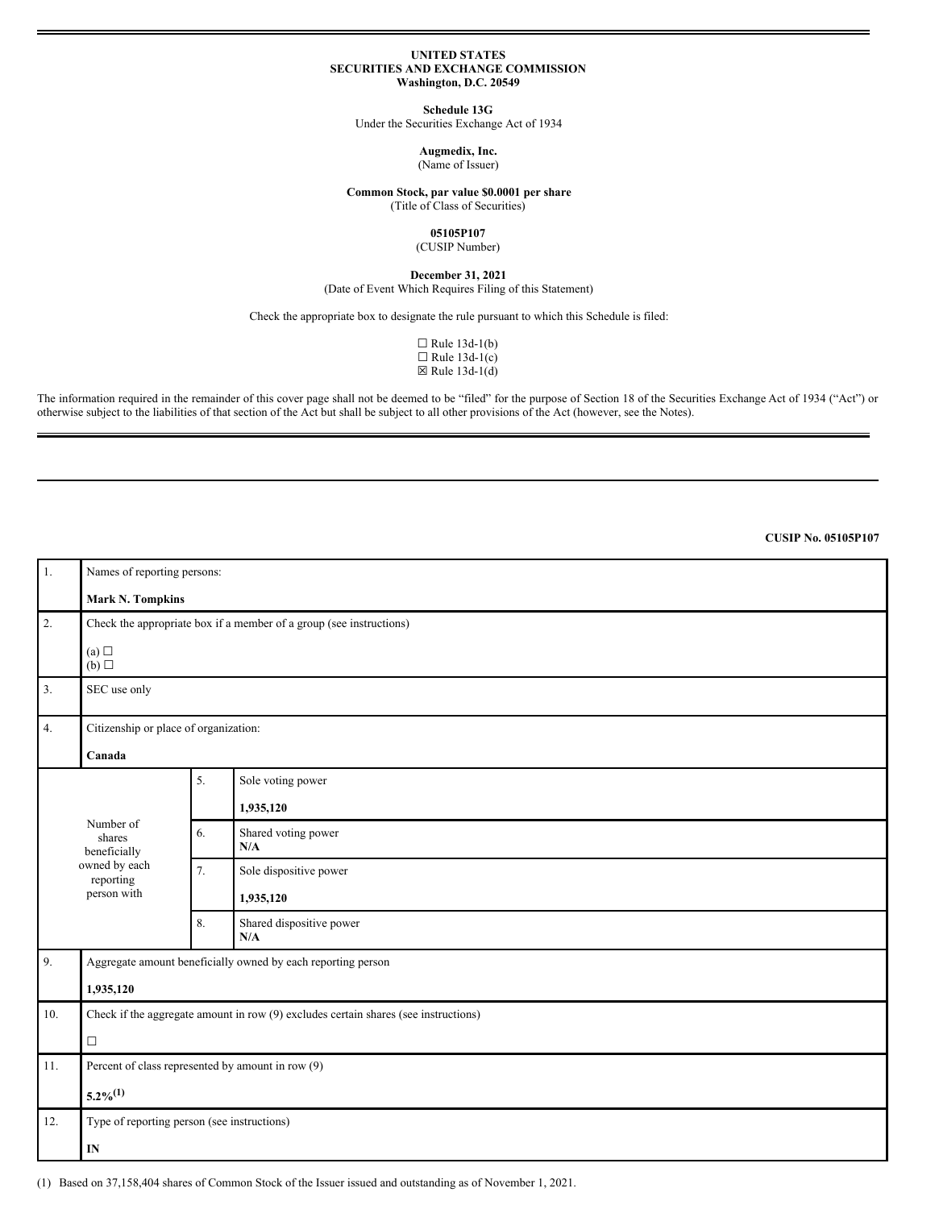**UNITED STATES**
**SECURITIES AND EXCHANGE COMMISSION**
**Washington, D.C. 20549**

**Schedule 13G**
Under the Securities Exchange Act of 1934

**Augmedix, Inc.**
(Name of Issuer)

**Common Stock, par value $0.0001 per share**
(Title of Class of Securities)

**05105P107**
(CUSIP Number)

**December 31, 2021**
(Date of Event Which Requires Filing of this Statement)

Check the appropriate box to designate the rule pursuant to which this Schedule is filed:

☐ Rule 13d-1(b)
☐ Rule 13d-1(c)
☒ Rule 13d-1(d)

The information required in the remainder of this cover page shall not be deemed to be "filed" for the purpose of Section 18 of the Securities Exchange Act of 1934 ("Act") or otherwise subject to the liabilities of that section of the Act but shall be subject to all other provisions of the Act (however, see the Notes).

**CUSIP No. 05105P107**

| | | | |
|---|---|---|---|
| 1. | Names of reporting persons:<br>**Mark N. Tompkins** | | |
| 2. | Check the appropriate box if a member of a group (see instructions)<br>(a) ☐<br>(b) ☐ | | |
| 3. | SEC use only | | |
| 4. | Citizenship or place of organization:<br>**Canada** | | |
| Number of shares beneficially owned by each reporting person with | | 5. | Sole voting power<br>**1,935,120** |
| | | 6. | Shared voting power<br>**N/A** |
| | | 7. | Sole dispositive power<br>**1,935,120** |
| | | 8. | Shared dispositive power<br>**N/A** |
| 9. | Aggregate amount beneficially owned by each reporting person<br>**1,935,120** | | |
| 10. | Check if the aggregate amount in row (9) excludes certain shares (see instructions)<br>☐ | | |
| 11. | Percent of class represented by amount in row (9)<br>**5.2%(1)** | | |
| 12. | Type of reporting person (see instructions)<br>**IN** | | |

(1) Based on 37,158,404 shares of Common Stock of the Issuer issued and outstanding as of November 1, 2021.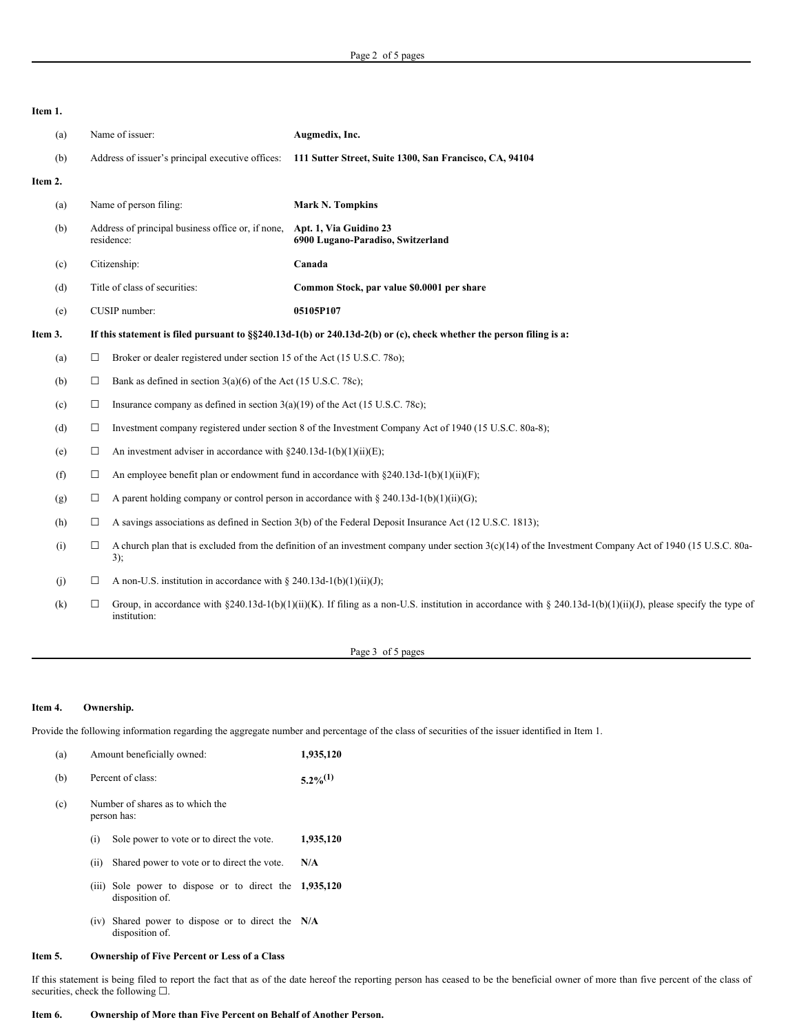**Item 1.**

| | | |
|---|---|---|
| (a) | Name of issuer: | **Augmedix, Inc.** |
| (b) | Address of issuer's principal executive offices: | **111 Sutter Street, Suite 1300, San Francisco, CA, 94104** |

**Item 2.**

| | | |
|---|---|---|
| (a) | Name of person filing: | **Mark N. Tompkins** |
| (b) | Address of principal business office or, if none, residence: | **Apt. 1, Via Guidino 23**<br>**6900 Lugano-Paradiso, Switzerland** |
| (c) | Citizenship: | **Canada** |
| (d) | Title of class of securities: | **Common Stock, par value $0.0001 per share** |
| (e) | CUSIP number: | **05105P107** |

**Item 3. If this statement is filed pursuant to §§240.13d-1(b) or 240.13d-2(b) or (c), check whether the person filing is a:**

(a) ☐ Broker or dealer registered under section 15 of the Act (15 U.S.C. 78o);

(b) ☐ Bank as defined in section 3(a)(6) of the Act (15 U.S.C. 78c);

(c) ☐ Insurance company as defined in section 3(a)(19) of the Act (15 U.S.C. 78c);

(d) ☐ Investment company registered under section 8 of the Investment Company Act of 1940 (15 U.S.C. 80a-8);

(e) ☐ An investment adviser in accordance with §240.13d-1(b)(1)(ii)(E);

(f) ☐ An employee benefit plan or endowment fund in accordance with §240.13d-1(b)(1)(ii)(F);

(g) ☐ A parent holding company or control person in accordance with § 240.13d-1(b)(1)(ii)(G);

(h) ☐ A savings associations as defined in Section 3(b) of the Federal Deposit Insurance Act (12 U.S.C. 1813);

(i) ☐ A church plan that is excluded from the definition of an investment company under section 3(c)(14) of the Investment Company Act of 1940 (15 U.S.C. 80a-3);

(j) ☐ A non-U.S. institution in accordance with § 240.13d-1(b)(1)(ii)(J);

(k) ☐ Group, in accordance with §240.13d-1(b)(1)(ii)(K). If filing as a non-U.S. institution in accordance with § 240.13d-1(b)(1)(ii)(J), please specify the type of institution:

**Item 4. Ownership.**

Provide the following information regarding the aggregate number and percentage of the class of securities of the issuer identified in Item 1.

| | | |
|---|---|---|
| (a) | Amount beneficially owned: | **1,935,120** |
| (b) | Percent of class: | **5.2%(1)** |
| (c) | Number of shares as to which the person has: | |
| | (i) Sole power to vote or to direct the vote. | **1,935,120** |
| | (ii) Shared power to vote or to direct the vote. | **N/A** |
| | (iii) Sole power to dispose or to direct the disposition of. | **1,935,120** |
| | (iv) Shared power to dispose or to direct the disposition of. | **N/A** |

**Item 5. Ownership of Five Percent or Less of a Class**

If this statement is being filed to report the fact that as of the date hereof the reporting person has ceased to be the beneficial owner of more than five percent of the class of securities, check the following ☐.

**Item 6. Ownership of More than Five Percent on Behalf of Another Person.**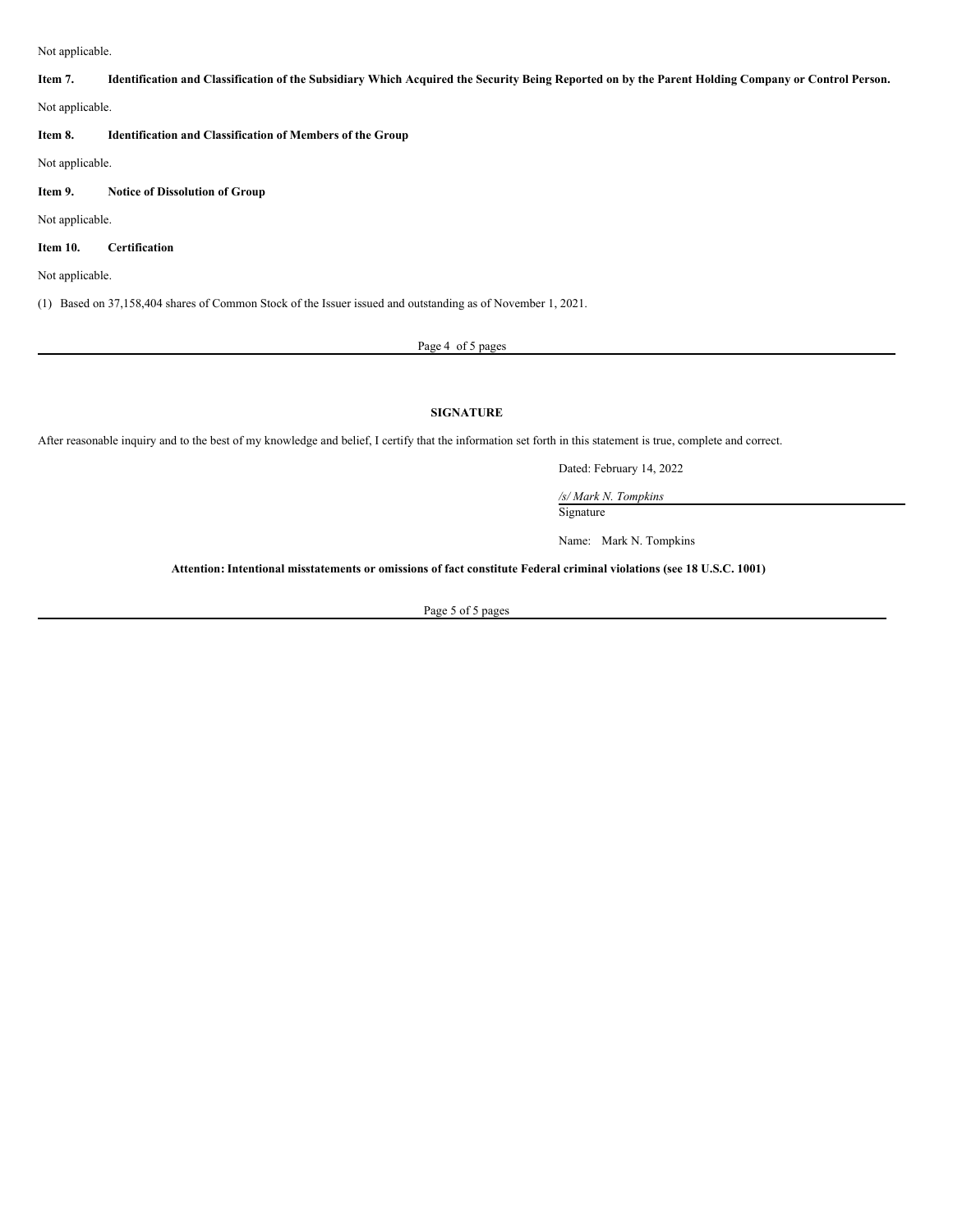Not applicable.

**Item 7. Identification and Classification of the Subsidiary Which Acquired the Security Being Reported on by the Parent Holding Company or Control Person.**

Not applicable.

**Item 8. Identification and Classification of Members of the Group**

Not applicable.

**Item 9. Notice of Dissolution of Group**

Not applicable.

**Item 10. Certification**

Not applicable.

(1) Based on 37,158,404 shares of Common Stock of the Issuer issued and outstanding as of November 1, 2021.

**SIGNATURE**

After reasonable inquiry and to the best of my knowledge and belief, I certify that the information set forth in this statement is true, complete and correct.

Dated: February 14, 2022

*/s/ Mark N. Tompkins*
Signature

Name: Mark N. Tompkins

**Attention: Intentional misstatements or omissions of fact constitute Federal criminal violations (see 18 U.S.C. 1001)**